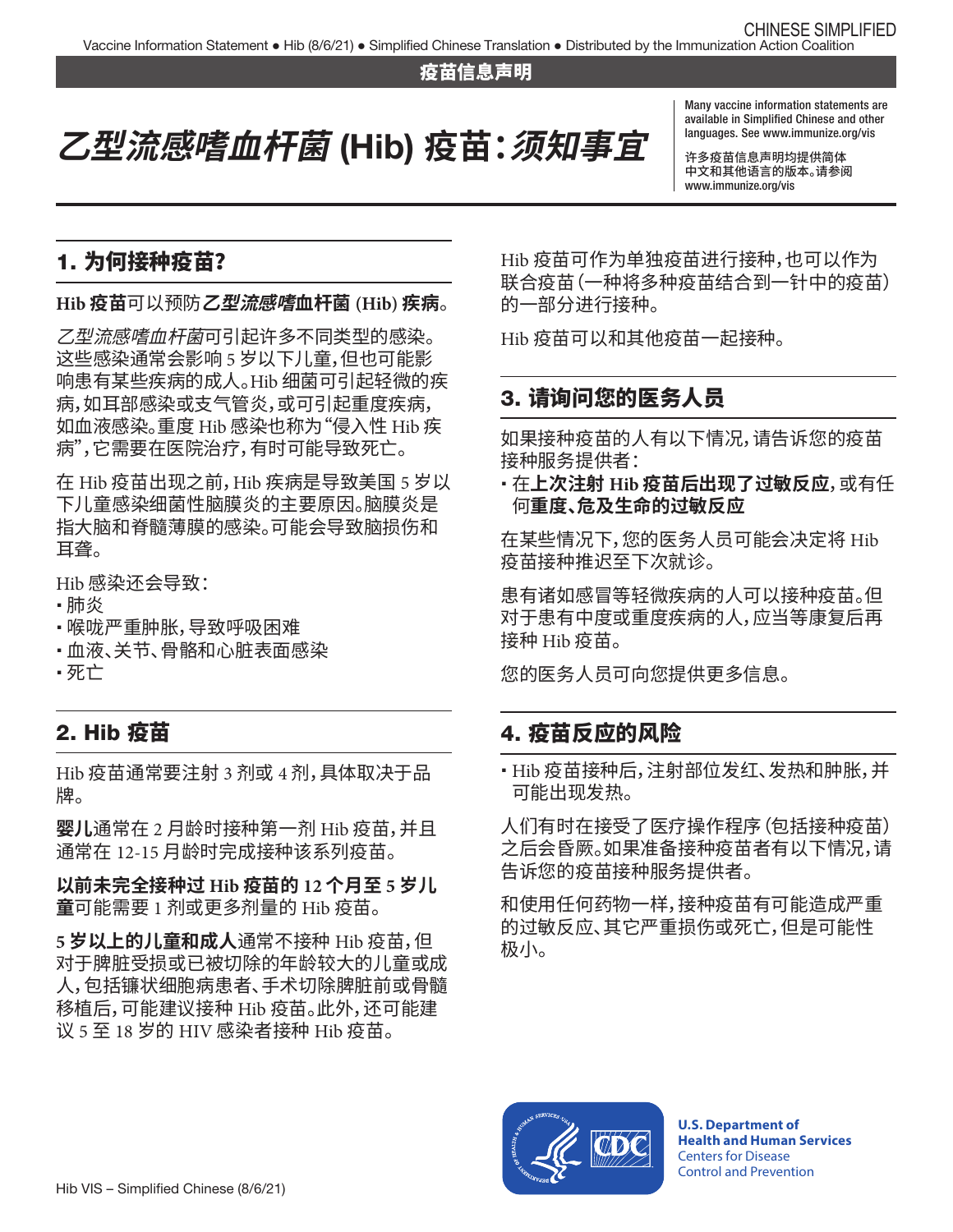CHINESE SIMPLIFIED

Vaccine Information Statement ● Hib (8/6/21) ● Simplified Chinese Translation ● Distributed by the Immunization Action Coalition

**疫苗信息声明**

# *乙型流感嗜血杆菌* (Hib) 疫苗：*须知事宜*

Many vaccine information statements are available in Simplified Chinese and other languages. See www.immunize.org/vis

许多疫苗信息声明均提供简体中文和其他语言的版本。请参阅 www.immunize.org/vis

## 1. 为何接种疫苗？

**Hib 疫苗**可以预防***乙型流感嗜*血杆菌 (Hib) 疾病**。

*乙型流感嗜血杆菌*可引起许多不同类型的感染。这些感染通常会影响 5 岁以下儿童，但也可能影响患有某些疾病的成人。Hib 细菌可引起轻微的疾病，如耳部感染或支气管炎，或可引起重度疾病，如血液感染。重度 Hib 感染也称为"侵入性 Hib 疾病"，它需要在医院治疗，有时可能导致死亡。

在 Hib 疫苗出现之前，Hib 疾病是导致美国 5 岁以下儿童感染细菌性脑膜炎的主要原因。脑膜炎是指大脑和脊髓薄膜的感染。可能会导致脑损伤和耳聋。

Hib 感染还会导致：

- 肺炎
- 喉咙严重肿胀，导致呼吸困难
- 血液、关节、骨骼和心脏表面感染
- 死亡

## 2. Hib 疫苗

Hib 疫苗通常要注射 3 剂或 4 剂，具体取决于品牌。

**婴儿**通常在 2 月龄时接种第一剂 Hib 疫苗，并且通常在 12-15 月龄时完成接种该系列疫苗。

**以前未完全接种过 Hib 疫苗的 12 个月至 5 岁儿童**可能需要 1 剂或更多剂量的 Hib 疫苗。

**5 岁以上的儿童和成人**通常不接种 Hib 疫苗，但对于脾脏受损或已被切除的年龄较大的儿童或成人，包括镰状细胞病患者、手术切除脾脏前或骨髓移植后，可能建议接种 Hib 疫苗。此外，还可能建议 5 至 18 岁的 HIV 感染者接种 Hib 疫苗。

Hib 疫苗可作为单独疫苗进行接种，也可以作为联合疫苗（一种将多种疫苗结合到一针中的疫苗）的一部分进行接种。

Hib 疫苗可以和其他疫苗一起接种。

## 3. 请询问您的医务人员

如果接种疫苗的人有以下情况，请告诉您的疫苗接种服务提供者：

- 在**上次注射 Hib 疫苗后出现了过敏反应**，或有任何**重度、危及生命的过敏反应**

在某些情况下，您的医务人员可能会决定将 Hib 疫苗接种推迟至下次就诊。

患有诸如感冒等轻微疾病的人可以接种疫苗。但对于患有中度或重度疾病的人，应当等康复后再接种 Hib 疫苗。

您的医务人员可向您提供更多信息。

## 4. 疫苗反应的风险

- Hib 疫苗接种后，注射部位发红、发热和肿胀，并可能出现发热。

人们有时在接受了医疗操作程序（包括接种疫苗）之后会昏厥。如果准备接种疫苗者有以下情况，请告诉您的疫苗接种服务提供者。

和使用任何药物一样，接种疫苗有可能造成严重的过敏反应、其它严重损伤或死亡，但是可能性极小。

U.S. Department of Health and Human Services
Centers for Disease Control and Prevention

Hib VIS – Simplified Chinese (8/6/21)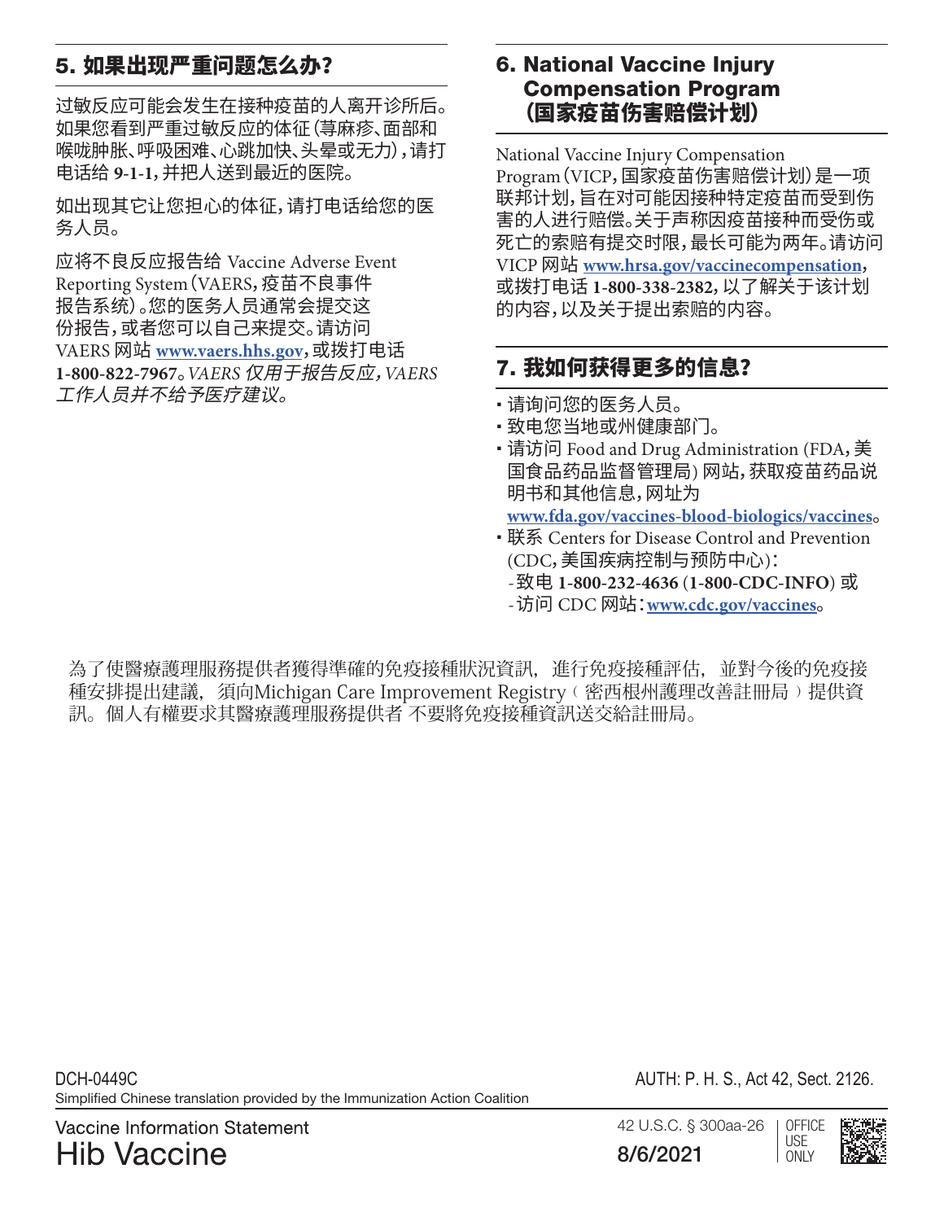## 5. 如果出现严重问题怎么办？

过敏反应可能会发生在接种疫苗的人离开诊所后。如果您看到严重过敏反应的体征（荨麻疹、面部和喉咙肿胀、呼吸困难、心跳加快、头晕或无力），请打电话给 **9-1-1**，并把人送到最近的医院。

如出现其它让您担心的体征，请打电话给您的医务人员。

应将不良反应报告给 Vaccine Adverse Event Reporting System（VAERS，疫苗不良事件报告系统）。您的医务人员通常会提交这份报告，或者您可以自己来提交。请访问 VAERS 网站 **www.vaers.hhs.gov**，或拨打电话 **1-800-822-7967**。*VAERS 仅用于报告反应，VAERS 工作人员并不给予医疗建议。*

## 6. National Vaccine Injury Compensation Program（国家疫苗伤害赔偿计划）

National Vaccine Injury Compensation Program（VICP，国家疫苗伤害赔偿计划）是一项联邦计划，旨在对可能因接种特定疫苗而受到伤害的人进行赔偿。关于声称因疫苗接种而受伤或死亡的索赔有提交时限，最长可能为两年。请访问 VICP 网站 **www.hrsa.gov/vaccinecompensation**，或拨打电话 **1-800-338-2382**，以了解关于该计划的内容，以及关于提出索赔的内容。

## 7. 我如何获得更多的信息？

- 请询问您的医务人员。
- 致电您当地或州健康部门。
- 请访问 Food and Drug Administration (FDA，美国食品药品监督管理局) 网站，获取疫苗药品说明书和其他信息，网址为 **www.fda.gov/vaccines-blood-biologics/vaccines**。
- 联系 Centers for Disease Control and Prevention (CDC，美国疾病控制与预防中心)：
  - 致电 **1-800-232-4636** (**1-800-CDC-INFO**) 或
  - 访问 CDC 网站：**www.cdc.gov/vaccines**。

為了使醫療護理服務提供者獲得準確的免疫接種狀況資訊，進行免疫接種評估，並對今後的免疫接種安排提出建議，須向Michigan Care Improvement Registry（密西根州護理改善註冊局）提供資訊。個人有權要求其醫療護理服務提供者 不要將免疫接種資訊送交給註冊局。

DCH-0449C

Simplified Chinese translation provided by the Immunization Action Coalition

AUTH: P. H. S., Act 42, Sect. 2126.

Vaccine Information Statement

Hib Vaccine

42 U.S.C. § 300aa-26

8/6/2021

OFFICE USE ONLY